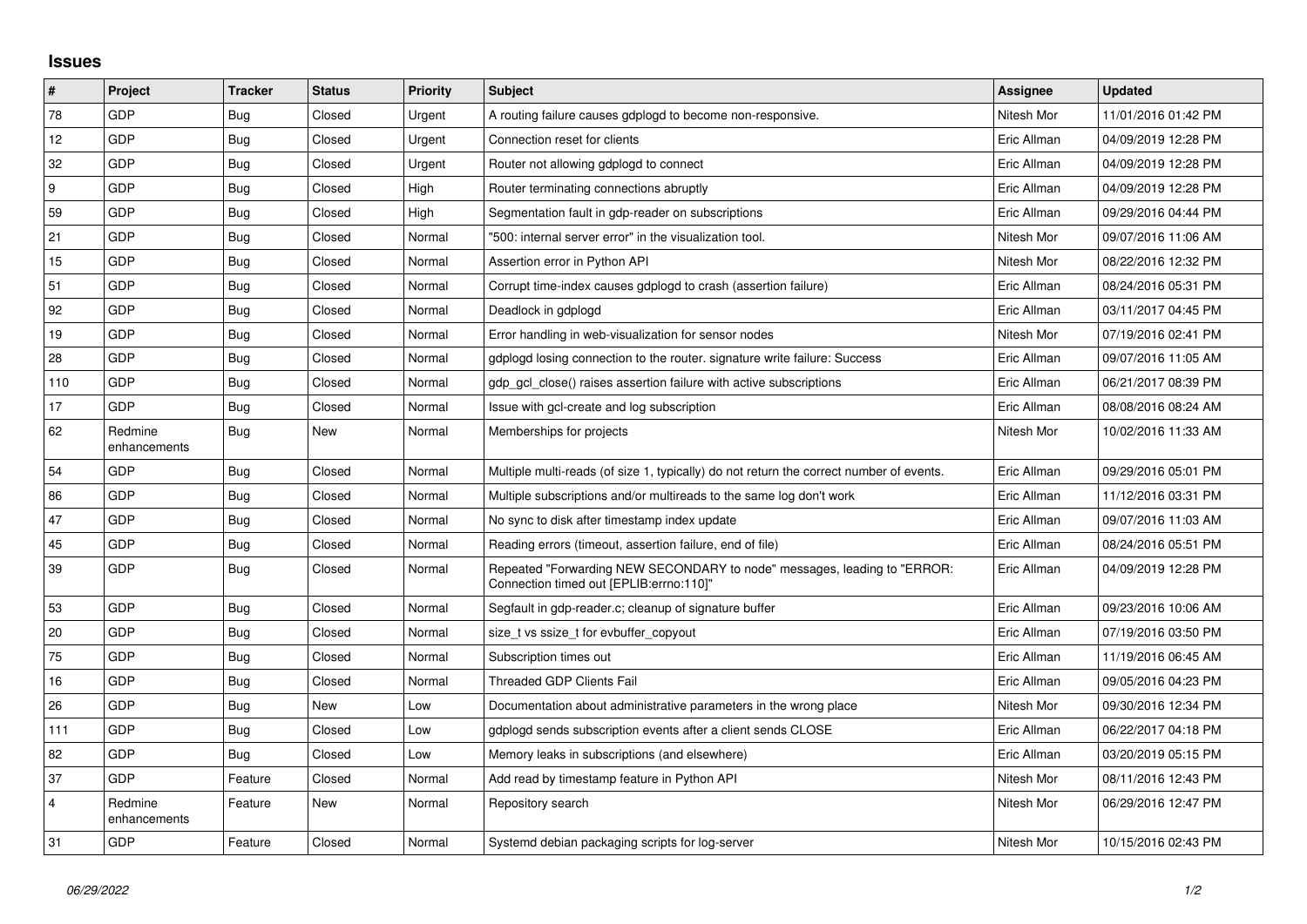# Issues

| # | Project | Tracker | Status | Priority | Subject | Assignee | Updated |
|---|---|---|---|---|---|---|---|
| 78 | GDP | Bug | Closed | Urgent | A routing failure causes gdplogd to become non-responsive. | Nitesh Mor | 11/01/2016 01:42 PM |
| 12 | GDP | Bug | Closed | Urgent | Connection reset for clients | Eric Allman | 04/09/2019 12:28 PM |
| 32 | GDP | Bug | Closed | Urgent | Router not allowing gdplogd to connect | Eric Allman | 04/09/2019 12:28 PM |
| 9 | GDP | Bug | Closed | High | Router terminating connections abruptly | Eric Allman | 04/09/2019 12:28 PM |
| 59 | GDP | Bug | Closed | High | Segmentation fault in gdp-reader on subscriptions | Eric Allman | 09/29/2016 04:44 PM |
| 21 | GDP | Bug | Closed | Normal | "500: internal server error" in the visualization tool. | Nitesh Mor | 09/07/2016 11:06 AM |
| 15 | GDP | Bug | Closed | Normal | Assertion error in Python API | Nitesh Mor | 08/22/2016 12:32 PM |
| 51 | GDP | Bug | Closed | Normal | Corrupt time-index causes gdplogd to crash (assertion failure) | Eric Allman | 08/24/2016 05:31 PM |
| 92 | GDP | Bug | Closed | Normal | Deadlock in gdplogd | Eric Allman | 03/11/2017 04:45 PM |
| 19 | GDP | Bug | Closed | Normal | Error handling in web-visualization for sensor nodes | Nitesh Mor | 07/19/2016 02:41 PM |
| 28 | GDP | Bug | Closed | Normal | gdplogd losing connection to the router. signature write failure: Success | Eric Allman | 09/07/2016 11:05 AM |
| 110 | GDP | Bug | Closed | Normal | gdp_gcl_close() raises assertion failure with active subscriptions | Eric Allman | 06/21/2017 08:39 PM |
| 17 | GDP | Bug | Closed | Normal | Issue with gcl-create and log subscription | Eric Allman | 08/08/2016 08:24 AM |
| 62 | Redmine enhancements | Bug | New | Normal | Memberships for projects | Nitesh Mor | 10/02/2016 11:33 AM |
| 54 | GDP | Bug | Closed | Normal | Multiple multi-reads (of size 1, typically) do not return the correct number of events. | Eric Allman | 09/29/2016 05:01 PM |
| 86 | GDP | Bug | Closed | Normal | Multiple subscriptions and/or multireads to the same log don't work | Eric Allman | 11/12/2016 03:31 PM |
| 47 | GDP | Bug | Closed | Normal | No sync to disk after timestamp index update | Eric Allman | 09/07/2016 11:03 AM |
| 45 | GDP | Bug | Closed | Normal | Reading errors (timeout, assertion failure, end of file) | Eric Allman | 08/24/2016 05:51 PM |
| 39 | GDP | Bug | Closed | Normal | Repeated "Forwarding NEW SECONDARY to node" messages, leading to "ERROR: Connection timed out [EPLIB:errno:110]" | Eric Allman | 04/09/2019 12:28 PM |
| 53 | GDP | Bug | Closed | Normal | Segfault in gdp-reader.c; cleanup of signature buffer | Eric Allman | 09/23/2016 10:06 AM |
| 20 | GDP | Bug | Closed | Normal | size_t vs ssize_t for evbuffer_copyout | Eric Allman | 07/19/2016 03:50 PM |
| 75 | GDP | Bug | Closed | Normal | Subscription times out | Eric Allman | 11/19/2016 06:45 AM |
| 16 | GDP | Bug | Closed | Normal | Threaded GDP Clients Fail | Eric Allman | 09/05/2016 04:23 PM |
| 26 | GDP | Bug | New | Low | Documentation about administrative parameters in the wrong place | Nitesh Mor | 09/30/2016 12:34 PM |
| 111 | GDP | Bug | Closed | Low | gdplogd sends subscription events after a client sends CLOSE | Eric Allman | 06/22/2017 04:18 PM |
| 82 | GDP | Bug | Closed | Low | Memory leaks in subscriptions (and elsewhere) | Eric Allman | 03/20/2019 05:15 PM |
| 37 | GDP | Feature | Closed | Normal | Add read by timestamp feature in Python API | Nitesh Mor | 08/11/2016 12:43 PM |
| 4 | Redmine enhancements | Feature | New | Normal | Repository search | Nitesh Mor | 06/29/2016 12:47 PM |
| 31 | GDP | Feature | Closed | Normal | Systemd debian packaging scripts for log-server | Nitesh Mor | 10/15/2016 02:43 PM |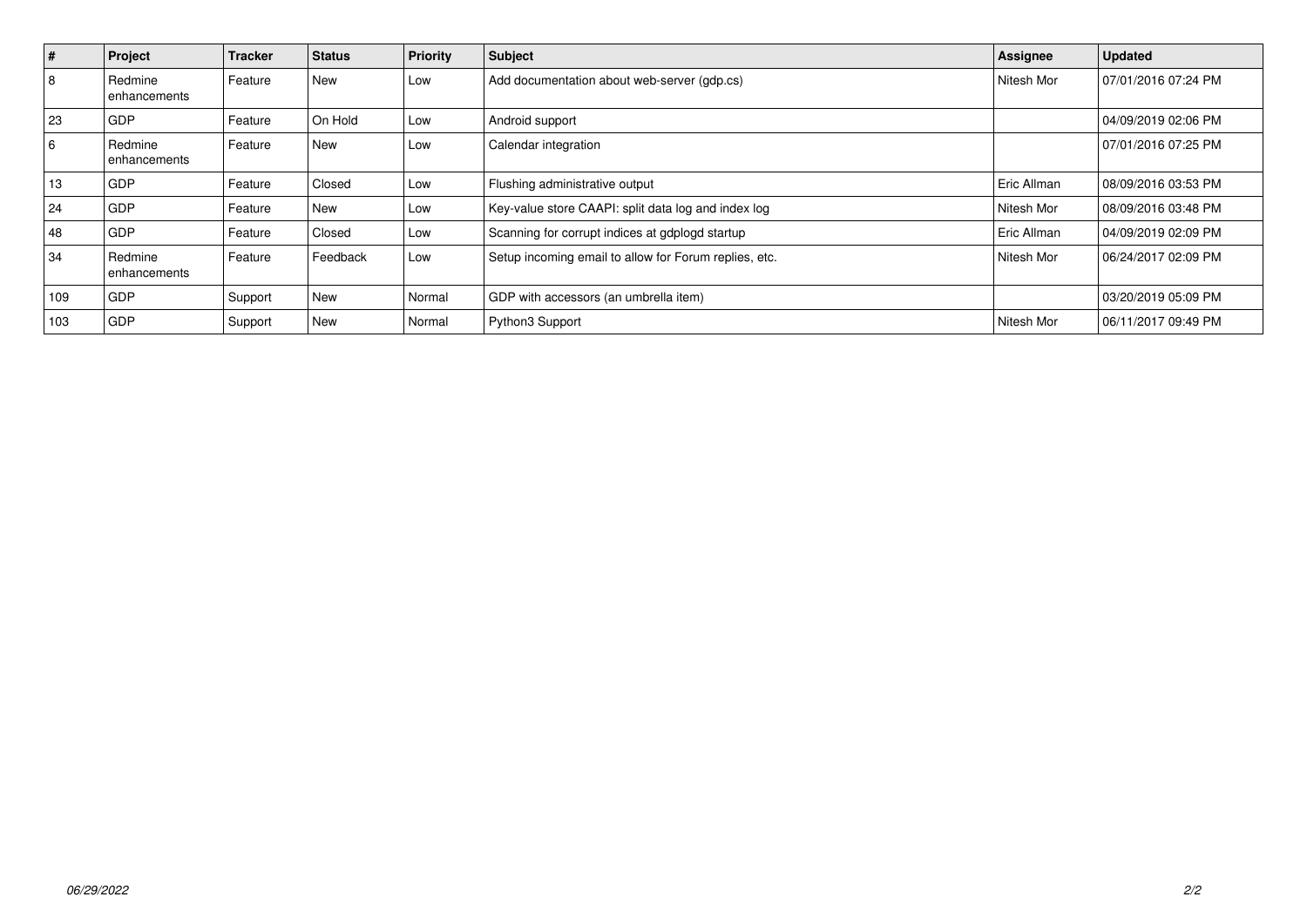| # | Project | Tracker | Status | Priority | Subject | Assignee | Updated |
|---|---|---|---|---|---|---|---|
| 8 | Redmine enhancements | Feature | New | Low | Add documentation about web-server (gdp.cs) | Nitesh Mor | 07/01/2016 07:24 PM |
| 23 | GDP | Feature | On Hold | Low | Android support | | 04/09/2019 02:06 PM |
| 6 | Redmine enhancements | Feature | New | Low | Calendar integration | | 07/01/2016 07:25 PM |
| 13 | GDP | Feature | Closed | Low | Flushing administrative output | Eric Allman | 08/09/2016 03:53 PM |
| 24 | GDP | Feature | New | Low | Key-value store CAAPI: split data log and index log | Nitesh Mor | 08/09/2016 03:48 PM |
| 48 | GDP | Feature | Closed | Low | Scanning for corrupt indices at gdplogd startup | Eric Allman | 04/09/2019 02:09 PM |
| 34 | Redmine enhancements | Feature | Feedback | Low | Setup incoming email to allow for Forum replies, etc. | Nitesh Mor | 06/24/2017 02:09 PM |
| 109 | GDP | Support | New | Normal | GDP with accessors (an umbrella item) | | 03/20/2019 05:09 PM |
| 103 | GDP | Support | New | Normal | Python3 Support | Nitesh Mor | 06/11/2017 09:49 PM |